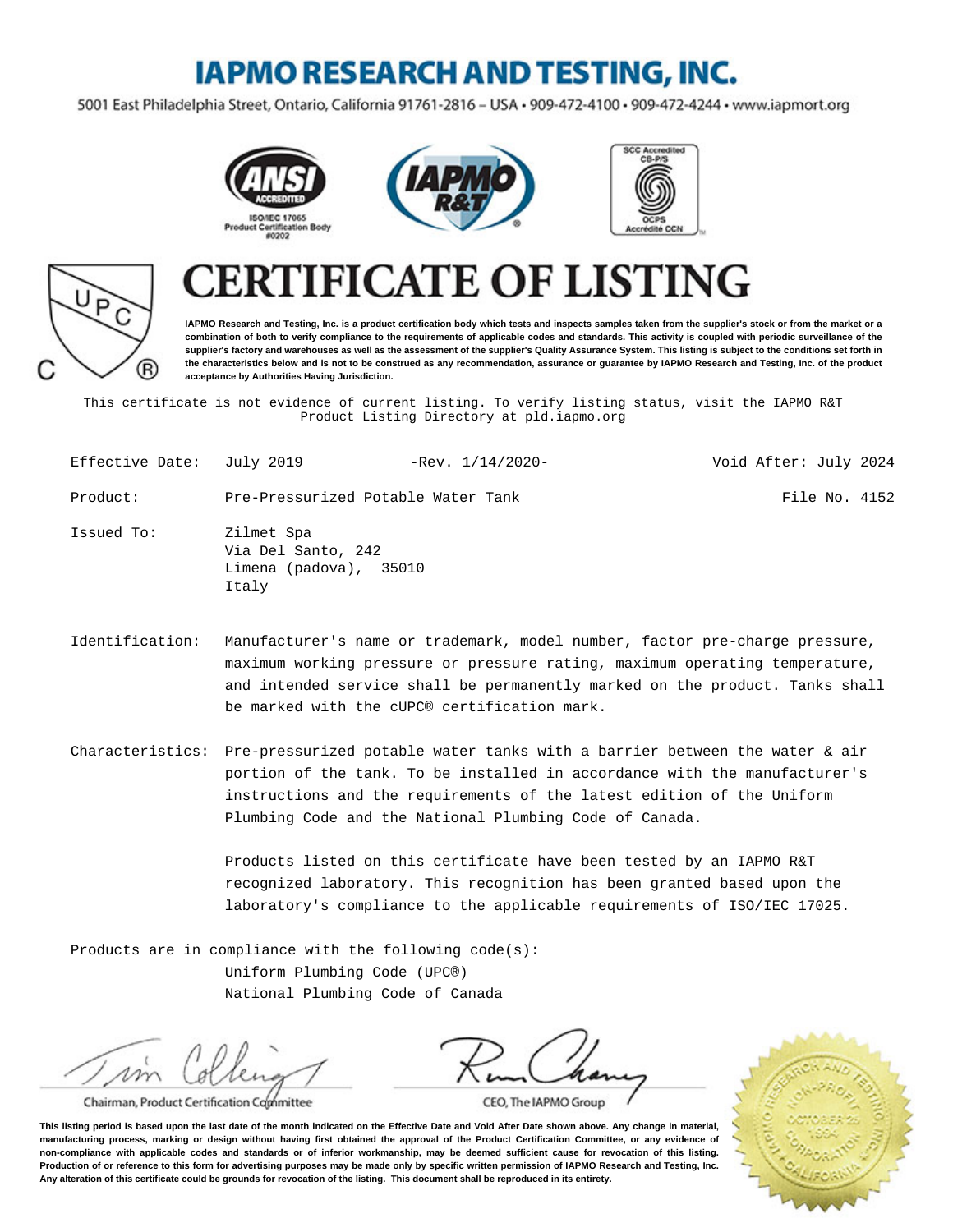# IAPMO RESEARCH AND TESTING, INC.

5001 East Philadelphia Street, Ontario, California 91761-2816 – USA • 909-472-4100 • 909-472-4244 • www.iapmort.org

ISO/IEC 17065 Product Certification Body #0202

SCC Accredited CB-P/S

OCPS Accrédité CCN

# CERTIFICATE OF LISTING

**IAPMO Research and Testing, Inc. is a product certification body which tests and inspects samples taken from the supplier's stock or from the market or a combination of both to verify compliance to the requirements of applicable codes and standards. This activity is coupled with periodic surveillance of the supplier's factory and warehouses as well as the assessment of the supplier's Quality Assurance System. This listing is subject to the conditions set forth in the characteristics below and is not to be construed as any recommendation, assurance or guarantee by IAPMO Research and Testing, Inc. of the product acceptance by Authorities Having Jurisdiction.**

This certificate is not evidence of current listing. To verify listing status, visit the IAPMO R&T Product Listing Directory at pld.iapmo.org

Effective Date: July 2019 -Rev. 1/14/2020- Void After: July 2024

Product: Pre-Pressurized Potable Water Tank File No. 4152

Issued To: Zilmet Spa
Via Del Santo, 242
Limena (padova), 35010
Italy

Identification: Manufacturer's name or trademark, model number, factor pre-charge pressure, maximum working pressure or pressure rating, maximum operating temperature, and intended service shall be permanently marked on the product. Tanks shall be marked with the cUPC® certification mark.

Characteristics: Pre-pressurized potable water tanks with a barrier between the water & air portion of the tank. To be installed in accordance with the manufacturer's instructions and the requirements of the latest edition of the Uniform Plumbing Code and the National Plumbing Code of Canada.

Products listed on this certificate have been tested by an IAPMO R&T recognized laboratory. This recognition has been granted based upon the laboratory's compliance to the applicable requirements of ISO/IEC 17025.

Products are in compliance with the following code(s):
Uniform Plumbing Code (UPC®)
National Plumbing Code of Canada

Chairman, Product Certification Committee

CEO, The IAPMO Group

**This listing period is based upon the last date of the month indicated on the Effective Date and Void After Date shown above. Any change in material, manufacturing process, marking or design without having first obtained the approval of the Product Certification Committee, or any evidence of non-compliance with applicable codes and standards or of inferior workmanship, may be deemed sufficient cause for revocation of this listing. Production of or reference to this form for advertising purposes may be made only by specific written permission of IAPMO Research and Testing, Inc. Any alteration of this certificate could be grounds for revocation of the listing. This document shall be reproduced in its entirety.**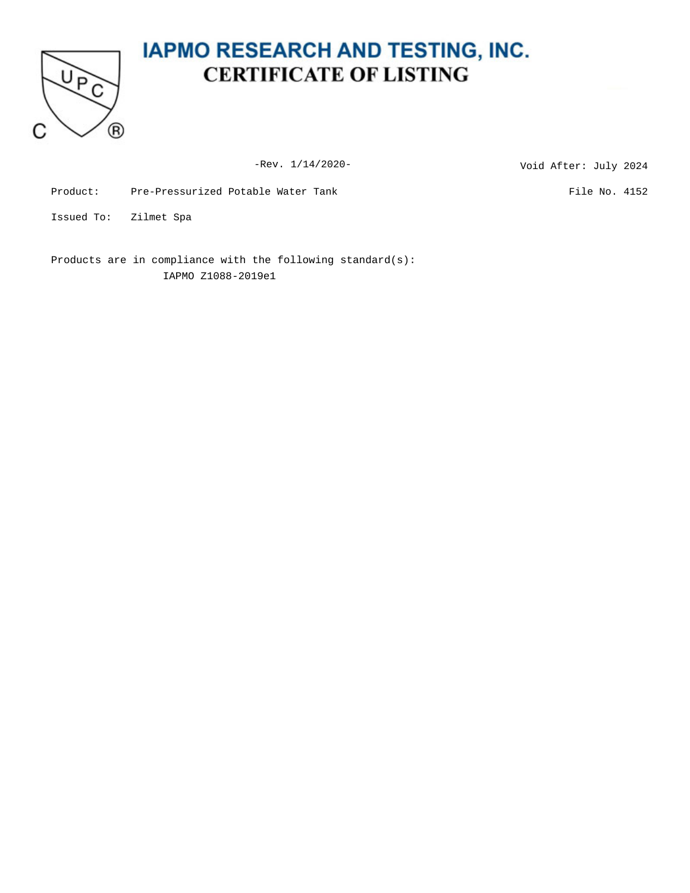# IAPMO RESEARCH AND TESTING, INC.

## CERTIFICATE OF LISTING

-Rev. 1/14/2020-

Void After: July 2024

Product: Pre-Pressurized Potable Water Tank

File No. 4152

Issued To: Zilmet Spa

Products are in compliance with the following standard(s):

IAPMO Z1088-2019e1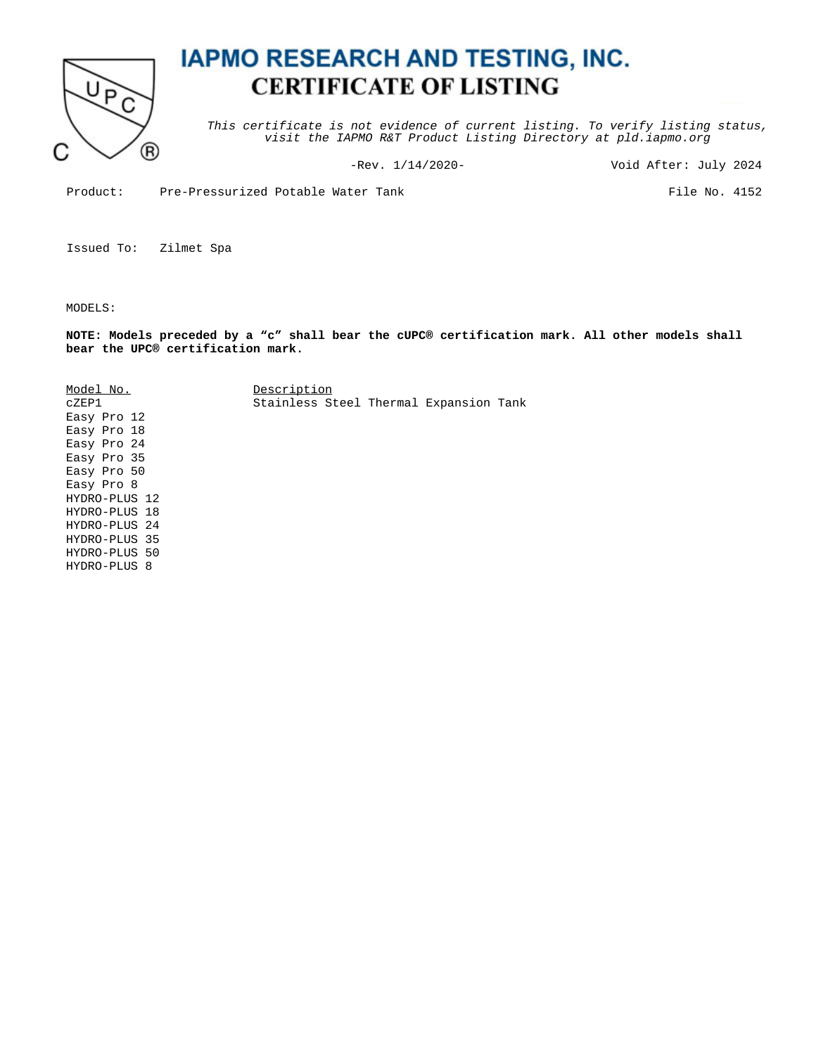# IAPMO RESEARCH AND TESTING, INC.

## CERTIFICATE OF LISTING

*This certificate is not evidence of current listing. To verify listing status, visit the IAPMO R&T Product Listing Directory at pld.iapmo.org*

-Rev. 1/14/2020- Void After: July 2024

Product: Pre-Pressurized Potable Water Tank File No. 4152

Issued To: Zilmet Spa

MODELS:

**NOTE: Models preceded by a "c" shall bear the cUPC® certification mark. All other models shall bear the UPC® certification mark.**

| Model No. | Description |
| --- | --- |
| cZEP1 | Stainless Steel Thermal Expansion Tank |
| Easy Pro 12 | |
| Easy Pro 18 | |
| Easy Pro 24 | |
| Easy Pro 35 | |
| Easy Pro 50 | |
| Easy Pro 8 | |
| HYDRO-PLUS 12 | |
| HYDRO-PLUS 18 | |
| HYDRO-PLUS 24 | |
| HYDRO-PLUS 35 | |
| HYDRO-PLUS 50 | |
| HYDRO-PLUS 8 | |